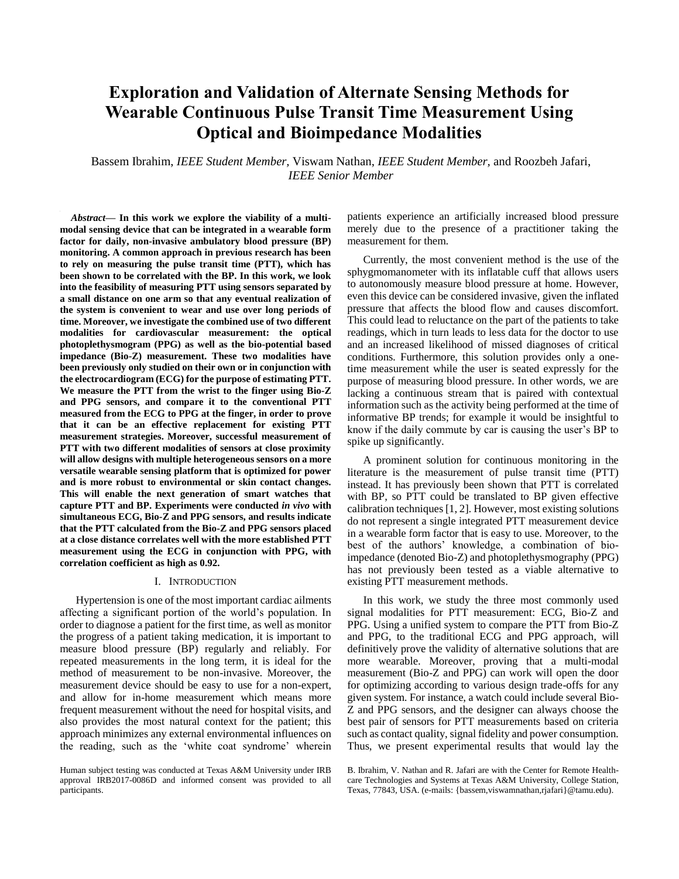# Exploration and Validation of Alternate Sensing Methods for Wearable Continuous Pulse Transit Time Measurement Using Optical and Bioimpedance Modalities

Bassem Ibrahim, *IEEE Student Member,* Viswam Nathan, *IEEE Student Member,* and Roozbeh Jafari, *IEEE Senior Member*

***Abstract*— In this work we explore the viability of a multi-modal sensing device that can be integrated in a wearable form factor for daily, non-invasive ambulatory blood pressure (BP) monitoring. A common approach in previous research has been to rely on measuring the pulse transit time (PTT), which has been shown to be correlated with the BP. In this work, we look into the feasibility of measuring PTT using sensors separated by a small distance on one arm so that any eventual realization of the system is convenient to wear and use over long periods of time. Moreover, we investigate the combined use of two different modalities for cardiovascular measurement: the optical photoplethysmogram (PPG) as well as the bio-potential based impedance (Bio-Z) measurement. These two modalities have been previously only studied on their own or in conjunction with the electrocardiogram (ECG) for the purpose of estimating PTT. We measure the PTT from the wrist to the finger using Bio-Z and PPG sensors, and compare it to the conventional PTT measured from the ECG to PPG at the finger, in order to prove that it can be an effective replacement for existing PTT measurement strategies. Moreover, successful measurement of PTT with two different modalities of sensors at close proximity will allow designs with multiple heterogeneous sensors on a more versatile wearable sensing platform that is optimized for power and is more robust to environmental or skin contact changes. This will enable the next generation of smart watches that capture PTT and BP. Experiments were conducted *in vivo* with simultaneous ECG, Bio-Z and PPG sensors, and results indicate that the PTT calculated from the Bio-Z and PPG sensors placed at a close distance correlates well with the more established PTT measurement using the ECG in conjunction with PPG, with correlation coefficient as high as 0.92.**

## I. Introduction

Hypertension is one of the most important cardiac ailments affecting a significant portion of the world's population. In order to diagnose a patient for the first time, as well as monitor the progress of a patient taking medication, it is important to measure blood pressure (BP) regularly and reliably. For repeated measurements in the long term, it is ideal for the method of measurement to be non-invasive. Moreover, the measurement device should be easy to use for a non-expert, and allow for in-home measurement which means more frequent measurement without the need for hospital visits, and also provides the most natural context for the patient; this approach minimizes any external environmental influences on the reading, such as the 'white coat syndrome' wherein patients experience an artificially increased blood pressure merely due to the presence of a practitioner taking the measurement for them.

Currently, the most convenient method is the use of the sphygmomanometer with its inflatable cuff that allows users to autonomously measure blood pressure at home. However, even this device can be considered invasive, given the inflated pressure that affects the blood flow and causes discomfort. This could lead to reluctance on the part of the patients to take readings, which in turn leads to less data for the doctor to use and an increased likelihood of missed diagnoses of critical conditions. Furthermore, this solution provides only a one-time measurement while the user is seated expressly for the purpose of measuring blood pressure. In other words, we are lacking a continuous stream that is paired with contextual information such as the activity being performed at the time of informative BP trends; for example it would be insightful to know if the daily commute by car is causing the user's BP to spike up significantly.

A prominent solution for continuous monitoring in the literature is the measurement of pulse transit time (PTT) instead. It has previously been shown that PTT is correlated with BP, so PTT could be translated to BP given effective calibration techniques [1, 2]. However, most existing solutions do not represent a single integrated PTT measurement device in a wearable form factor that is easy to use. Moreover, to the best of the authors' knowledge, a combination of bio-impedance (denoted Bio-Z) and photoplethysmography (PPG) has not previously been tested as a viable alternative to existing PTT measurement methods.

In this work, we study the three most commonly used signal modalities for PTT measurement: ECG, Bio-Z and PPG. Using a unified system to compare the PTT from Bio-Z and PPG, to the traditional ECG and PPG approach, will definitively prove the validity of alternative solutions that are more wearable. Moreover, proving that a multi-modal measurement (Bio-Z and PPG) can work will open the door for optimizing according to various design trade-offs for any given system. For instance, a watch could include several Bio-Z and PPG sensors, and the designer can always choose the best pair of sensors for PTT measurements based on criteria such as contact quality, signal fidelity and power consumption. Thus, we present experimental results that would lay the

Human subject testing was conducted at Texas A&M University under IRB approval IRB2017-0086D and informed consent was provided to all participants.

B. Ibrahim, V. Nathan and R. Jafari are with the Center for Remote Health-care Technologies and Systems at Texas A&M University, College Station, Texas, 77843, USA. (e-mails: {bassem,viswamnathan,rjafari}@tamu.edu).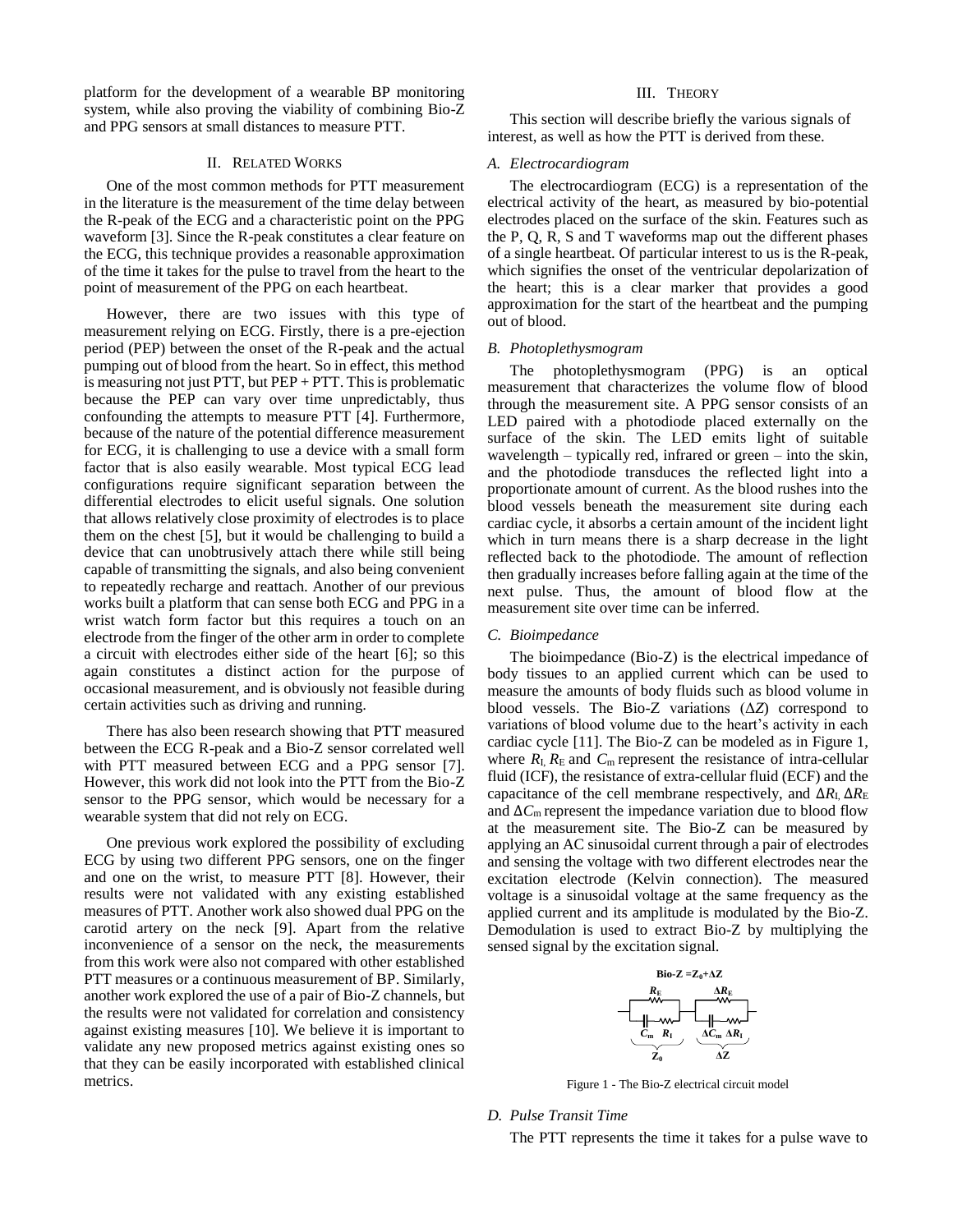platform for the development of a wearable BP monitoring system, while also proving the viability of combining Bio-Z and PPG sensors at small distances to measure PTT.

## II. Related Works

One of the most common methods for PTT measurement in the literature is the measurement of the time delay between the R-peak of the ECG and a characteristic point on the PPG waveform [3]. Since the R-peak constitutes a clear feature on the ECG, this technique provides a reasonable approximation of the time it takes for the pulse to travel from the heart to the point of measurement of the PPG on each heartbeat.

However, there are two issues with this type of measurement relying on ECG. Firstly, there is a pre-ejection period (PEP) between the onset of the R-peak and the actual pumping out of blood from the heart. So in effect, this method is measuring not just PTT, but PEP + PTT. This is problematic because the PEP can vary over time unpredictably, thus confounding the attempts to measure PTT [4]. Furthermore, because of the nature of the potential difference measurement for ECG, it is challenging to use a device with a small form factor that is also easily wearable. Most typical ECG lead configurations require significant separation between the differential electrodes to elicit useful signals. One solution that allows relatively close proximity of electrodes is to place them on the chest [5], but it would be challenging to build a device that can unobtrusively attach there while still being capable of transmitting the signals, and also being convenient to repeatedly recharge and reattach. Another of our previous works built a platform that can sense both ECG and PPG in a wrist watch form factor but this requires a touch on an electrode from the finger of the other arm in order to complete a circuit with electrodes either side of the heart [6]; so this again constitutes a distinct action for the purpose of occasional measurement, and is obviously not feasible during certain activities such as driving and running.

There has also been research showing that PTT measured between the ECG R-peak and a Bio-Z sensor correlated well with PTT measured between ECG and a PPG sensor [7]. However, this work did not look into the PTT from the Bio-Z sensor to the PPG sensor, which would be necessary for a wearable system that did not rely on ECG.

One previous work explored the possibility of excluding ECG by using two different PPG sensors, one on the finger and one on the wrist, to measure PTT [8]. However, their results were not validated with any existing established measures of PTT. Another work also showed dual PPG on the carotid artery on the neck [9]. Apart from the relative inconvenience of a sensor on the neck, the measurements from this work were also not compared with other established PTT measures or a continuous measurement of BP. Similarly, another work explored the use of a pair of Bio-Z channels, but the results were not validated for correlation and consistency against existing measures [10]. We believe it is important to validate any new proposed metrics against existing ones so that they can be easily incorporated with established clinical metrics.

## III. Theory

This section will describe briefly the various signals of interest, as well as how the PTT is derived from these.

### A. Electrocardiogram

The electrocardiogram (ECG) is a representation of the electrical activity of the heart, as measured by bio-potential electrodes placed on the surface of the skin. Features such as the P, Q, R, S and T waveforms map out the different phases of a single heartbeat. Of particular interest to us is the R-peak, which signifies the onset of the ventricular depolarization of the heart; this is a clear marker that provides a good approximation for the start of the heartbeat and the pumping out of blood.

### B. Photoplethysmogram

The photoplethysmogram (PPG) is an optical measurement that characterizes the volume flow of blood through the measurement site. A PPG sensor consists of an LED paired with a photodiode placed externally on the surface of the skin. The LED emits light of suitable wavelength – typically red, infrared or green – into the skin, and the photodiode transduces the reflected light into a proportionate amount of current. As the blood rushes into the blood vessels beneath the measurement site during each cardiac cycle, it absorbs a certain amount of the incident light which in turn means there is a sharp decrease in the light reflected back to the photodiode. The amount of reflection then gradually increases before falling again at the time of the next pulse. Thus, the amount of blood flow at the measurement site over time can be inferred.

### C. Bioimpedance

The bioimpedance (Bio-Z) is the electrical impedance of body tissues to an applied current which can be used to measure the amounts of body fluids such as blood volume in blood vessels. The Bio-Z variations ($\Delta Z$) correspond to variations of blood volume due to the heart's activity in each cardiac cycle [11]. The Bio-Z can be modeled as in Figure 1, where $R_I$, $R_E$ and $C_m$ represent the resistance of intra-cellular fluid (ICF), the resistance of extra-cellular fluid (ECF) and the capacitance of the cell membrane respectively, and $\Delta R_I$, $\Delta R_E$ and $\Delta C_m$ represent the impedance variation due to blood flow at the measurement site. The Bio-Z can be measured by applying an AC sinusoidal current through a pair of electrodes and sensing the voltage with two different electrodes near the excitation electrode (Kelvin connection). The measured voltage is a sinusoidal voltage at the same frequency as the applied current and its amplitude is modulated by the Bio-Z. Demodulation is used to extract Bio-Z by multiplying the sensed signal by the excitation signal.

Bio-Z $= Z_0 + \Delta Z$

$R_E$ $\Delta R_E$

$C_m$ $R_I$ $\Delta C_m$ $\Delta R_I$

$Z_0$ $\Delta Z$

Figure 1 - The Bio-Z electrical circuit model

### D. Pulse Transit Time

The PTT represents the time it takes for a pulse wave to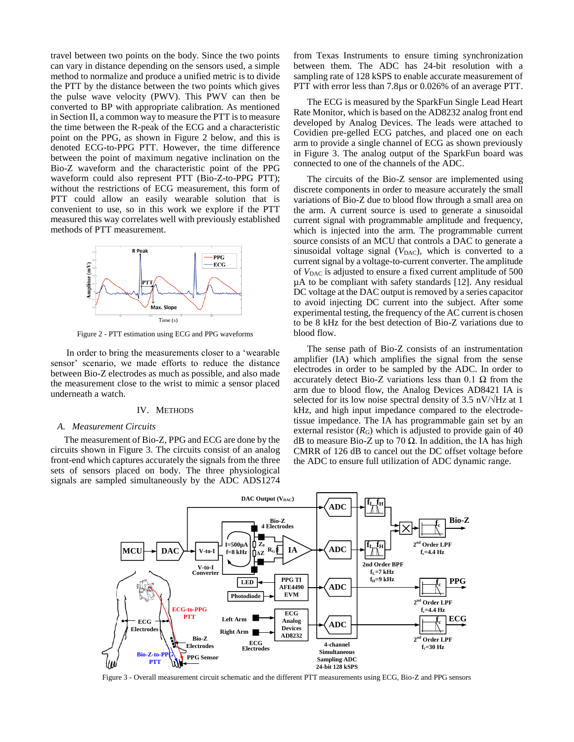travel between two points on the body. Since the two points can vary in distance depending on the sensors used, a simple method to normalize and produce a unified metric is to divide the PTT by the distance between the two points which gives the pulse wave velocity (PWV). This PWV can then be converted to BP with appropriate calibration. As mentioned in Section II, a common way to measure the PTT is to measure the time between the R-peak of the ECG and a characteristic point on the PPG, as shown in Figure 2 below, and this is denoted ECG-to-PPG PTT. However, the time difference between the point of maximum negative inclination on the Bio-Z waveform and the characteristic point of the PPG waveform could also represent PTT (Bio-Z-to-PPG PTT); without the restrictions of ECG measurement, this form of PTT could allow an easily wearable solution that is convenient to use, so in this work we explore if the PTT measured this way correlates well with previously established methods of PTT measurement.

Figure 2 - PTT estimation using ECG and PPG waveforms

In order to bring the measurements closer to a 'wearable sensor' scenario, we made efforts to reduce the distance between Bio-Z electrodes as much as possible, and also made the measurement close to the wrist to mimic a sensor placed underneath a watch.

## IV. Methods

### A. Measurement Circuits

The measurement of Bio-Z, PPG and ECG are done by the circuits shown in Figure 3. The circuits consist of an analog front-end which captures accurately the signals from the three sets of sensors placed on body. The three physiological signals are sampled simultaneously by the ADC ADS1274 from Texas Instruments to ensure timing synchronization between them. The ADC has 24-bit resolution with a sampling rate of 128 kSPS to enable accurate measurement of PTT with error less than 7.8µs or 0.026% of an average PTT.

The ECG is measured by the SparkFun Single Lead Heart Rate Monitor, which is based on the AD8232 analog front end developed by Analog Devices. The leads were attached to Covidien pre-gelled ECG patches, and placed one on each arm to provide a single channel of ECG as shown previously in Figure 3. The analog output of the SparkFun board was connected to one of the channels of the ADC.

The circuits of the Bio-Z sensor are implemented using discrete components in order to measure accurately the small variations of Bio-Z due to blood flow through a small area on the arm. A current source is used to generate a sinusoidal current signal with programmable amplitude and frequency, which is injected into the arm. The programmable current source consists of an MCU that controls a DAC to generate a sinusoidal voltage signal ($V_{DAC}$), which is converted to a current signal by a voltage-to-current converter. The amplitude of $V_{DAC}$ is adjusted to ensure a fixed current amplitude of 500 µA to be compliant with safety standards [12]. Any residual DC voltage at the DAC output is removed by a series capacitor to avoid injecting DC current into the subject. After some experimental testing, the frequency of the AC current is chosen to be 8 kHz for the best detection of Bio-Z variations due to blood flow.

The sense path of Bio-Z consists of an instrumentation amplifier (IA) which amplifies the signal from the sense electrodes in order to be sampled by the ADC. In order to accurately detect Bio-Z variations less than 0.1 Ω from the arm due to blood flow, the Analog Devices AD8421 IA is selected for its low noise spectral density of 3.5 nV/√Hz at 1 kHz, and high input impedance compared to the electrode-tissue impedance. The IA has programmable gain set by an external resistor ($R_G$) which is adjusted to provide gain of 40 dB to measure Bio-Z up to 70 Ω. In addition, the IA has high CMRR of 126 dB to cancel out the DC offset voltage before the ADC to ensure full utilization of ADC dynamic range.

Figure 3 - Overall measurement circuit schematic and the different PTT measurements using ECG, Bio-Z and PPG sensors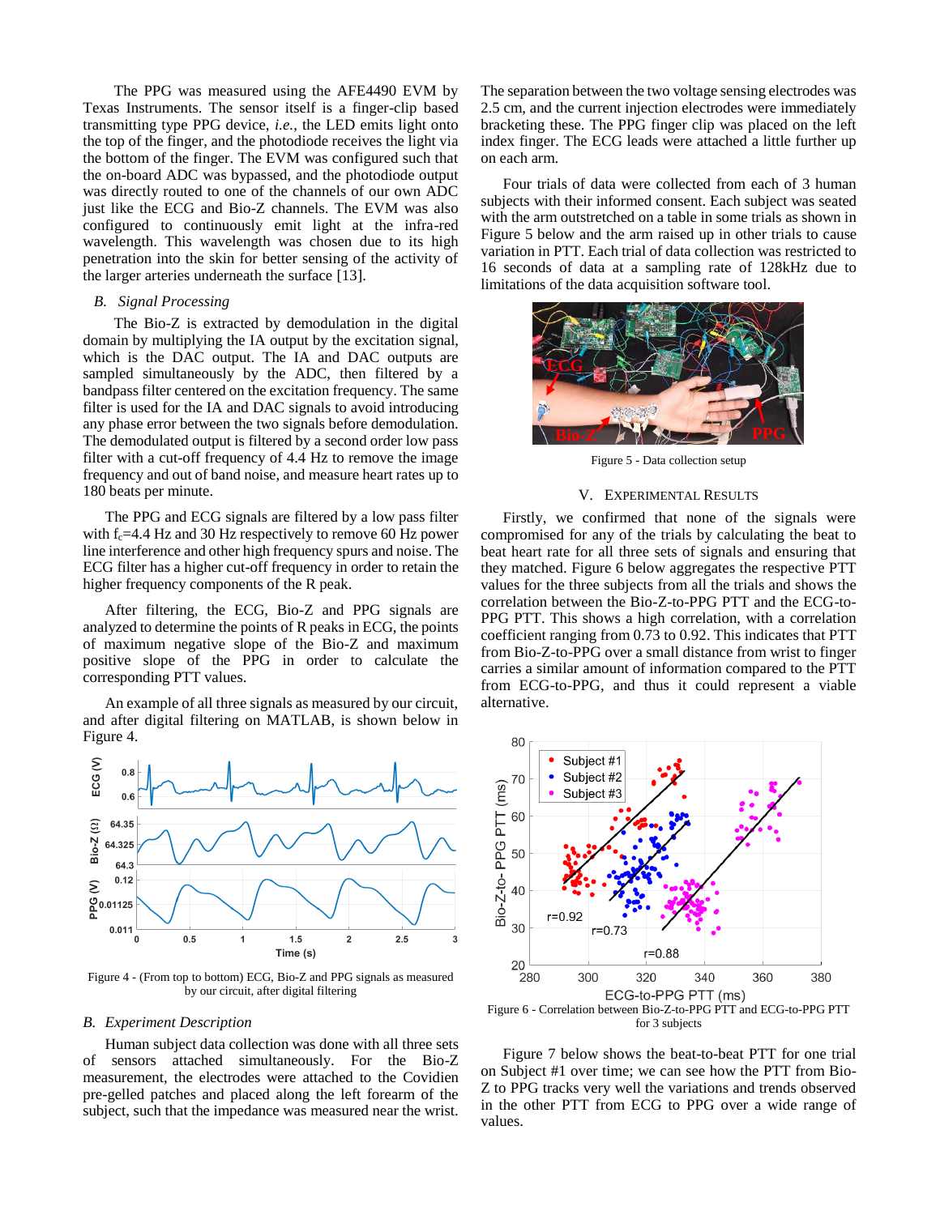The PPG was measured using the AFE4490 EVM by Texas Instruments. The sensor itself is a finger-clip based transmitting type PPG device, *i.e.*, the LED emits light onto the top of the finger, and the photodiode receives the light via the bottom of the finger. The EVM was configured such that the on-board ADC was bypassed, and the photodiode output was directly routed to one of the channels of our own ADC just like the ECG and Bio-Z channels. The EVM was also configured to continuously emit light at the infra-red wavelength. This wavelength was chosen due to its high penetration into the skin for better sensing of the activity of the larger arteries underneath the surface [13].

### *B. Signal Processing*

The Bio-Z is extracted by demodulation in the digital domain by multiplying the IA output by the excitation signal, which is the DAC output. The IA and DAC outputs are sampled simultaneously by the ADC, then filtered by a bandpass filter centered on the excitation frequency. The same filter is used for the IA and DAC signals to avoid introducing any phase error between the two signals before demodulation. The demodulated output is filtered by a second order low pass filter with a cut-off frequency of 4.4 Hz to remove the image frequency and out of band noise, and measure heart rates up to 180 beats per minute.

The PPG and ECG signals are filtered by a low pass filter with $f_c$=4.4 Hz and 30 Hz respectively to remove 60 Hz power line interference and other high frequency spurs and noise. The ECG filter has a higher cut-off frequency in order to retain the higher frequency components of the R peak.

After filtering, the ECG, Bio-Z and PPG signals are analyzed to determine the points of R peaks in ECG, the points of maximum negative slope of the Bio-Z and maximum positive slope of the PPG in order to calculate the corresponding PTT values.

An example of all three signals as measured by our circuit, and after digital filtering on MATLAB, is shown below in Figure 4.

Figure 4 - (From top to bottom) ECG, Bio-Z and PPG signals as measured by our circuit, after digital filtering

### *B. Experiment Description*

Human subject data collection was done with all three sets of sensors attached simultaneously. For the Bio-Z measurement, the electrodes were attached to the Covidien pre-gelled patches and placed along the left forearm of the subject, such that the impedance was measured near the wrist. The separation between the two voltage sensing electrodes was 2.5 cm, and the current injection electrodes were immediately bracketing these. The PPG finger clip was placed on the left index finger. The ECG leads were attached a little further up on each arm.

Four trials of data were collected from each of 3 human subjects with their informed consent. Each subject was seated with the arm outstretched on a table in some trials as shown in Figure 5 below and the arm raised up in other trials to cause variation in PTT. Each trial of data collection was restricted to 16 seconds of data at a sampling rate of 128kHz due to limitations of the data acquisition software tool.

Figure 5 - Data collection setup

## V. Experimental Results

Firstly, we confirmed that none of the signals were compromised for any of the trials by calculating the beat to beat heart rate for all three sets of signals and ensuring that they matched. Figure 6 below aggregates the respective PTT values for the three subjects from all the trials and shows the correlation between the Bio-Z-to-PPG PTT and the ECG-to-PPG PTT. This shows a high correlation, with a correlation coefficient ranging from 0.73 to 0.92. This indicates that PTT from Bio-Z-to-PPG over a small distance from wrist to finger carries a similar amount of information compared to the PTT from ECG-to-PPG, and thus it could represent a viable alternative.

Figure 6 - Correlation between Bio-Z-to-PPG PTT and ECG-to-PPG PTT for 3 subjects

Figure 7 below shows the beat-to-beat PTT for one trial on Subject #1 over time; we can see how the PTT from Bio-Z to PPG tracks very well the variations and trends observed in the other PTT from ECG to PPG over a wide range of values.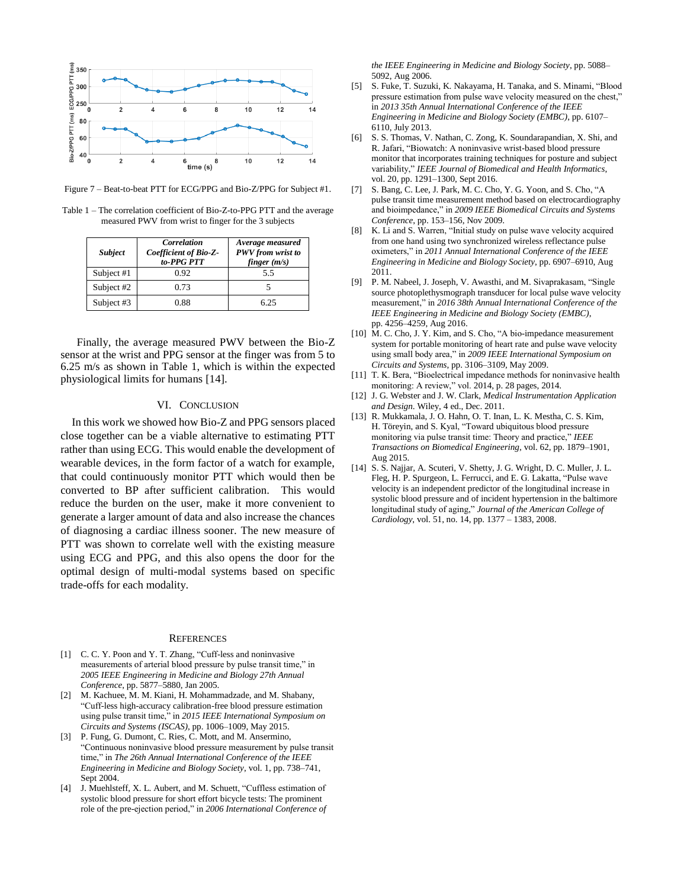ECG/PPG PTT (ms)
350
300
250
0 2 4 6 8 10 12 14

Bio-Z/PPG PTT (ms)
80
60
40
0 2 4 6 8 10 12 14
time (s)

Figure 7 – Beat-to-beat PTT for ECG/PPG and Bio-Z/PPG for Subject #1.

Table 1 – The correlation coefficient of Bio-Z-to-PPG PTT and the average measured PWV from wrist to finger for the 3 subjects

| *Subject* | *Correlation Coefficient of Bio-Z-to-PPG PTT* | *Average measured PWV from wrist to finger (m/s)* |
|---|---|---|
| Subject #1 | 0.92 | 5.5 |
| Subject #2 | 0.73 | 5 |
| Subject #3 | 0.88 | 6.25 |

Finally, the average measured PWV between the Bio-Z sensor at the wrist and PPG sensor at the finger was from 5 to 6.25 m/s as shown in Table 1, which is within the expected physiological limits for humans [14].

## VI. Conclusion

In this work we showed how Bio-Z and PPG sensors placed close together can be a viable alternative to estimating PTT rather than using ECG. This would enable the development of wearable devices, in the form factor of a watch for example, that could continuously monitor PTT which would then be converted to BP after sufficient calibration. This would reduce the burden on the user, make it more convenient to generate a larger amount of data and also increase the chances of diagnosing a cardiac illness sooner. The new measure of PTT was shown to correlate well with the existing measure using ECG and PPG, and this also opens the door for the optimal design of multi-modal systems based on specific trade-offs for each modality.

## References

[1] C. C. Y. Poon and Y. T. Zhang, "Cuff-less and noninvasive measurements of arterial blood pressure by pulse transit time," in *2005 IEEE Engineering in Medicine and Biology 27th Annual Conference*, pp. 5877–5880, Jan 2005.

[2] M. Kachuee, M. M. Kiani, H. Mohammadzade, and M. Shabany, "Cuff-less high-accuracy calibration-free blood pressure estimation using pulse transit time," in *2015 IEEE International Symposium on Circuits and Systems (ISCAS)*, pp. 1006–1009, May 2015.

[3] P. Fung, G. Dumont, C. Ries, C. Mott, and M. Ansermino, "Continuous noninvasive blood pressure measurement by pulse transit time," in *The 26th Annual International Conference of the IEEE Engineering in Medicine and Biology Society*, vol. 1, pp. 738–741, Sept 2004.

[4] J. Muehlsteff, X. L. Aubert, and M. Schuett, "Cuffless estimation of systolic blood pressure for short effort bicycle tests: The prominent role of the pre-ejection period," in *2006 International Conference of the IEEE Engineering in Medicine and Biology Society*, pp. 5088–5092, Aug 2006.

[5] S. Fuke, T. Suzuki, K. Nakayama, H. Tanaka, and S. Minami, "Blood pressure estimation from pulse wave velocity measured on the chest," in *2013 35th Annual International Conference of the IEEE Engineering in Medicine and Biology Society (EMBC)*, pp. 6107–6110, July 2013.

[6] S. S. Thomas, V. Nathan, C. Zong, K. Soundarapandian, X. Shi, and R. Jafari, "Biowatch: A noninvasive wrist-based blood pressure monitor that incorporates training techniques for posture and subject variability," *IEEE Journal of Biomedical and Health Informatics*, vol. 20, pp. 1291–1300, Sept 2016.

[7] S. Bang, C. Lee, J. Park, M. C. Cho, Y. G. Yoon, and S. Cho, "A pulse transit time measurement method based on electrocardiography and bioimpedance," in *2009 IEEE Biomedical Circuits and Systems Conference*, pp. 153–156, Nov 2009.

[8] K. Li and S. Warren, "Initial study on pulse wave velocity acquired from one hand using two synchronized wireless reflectance pulse oximeters," in *2011 Annual International Conference of the IEEE Engineering in Medicine and Biology Society*, pp. 6907–6910, Aug 2011.

[9] P. M. Nabeel, J. Joseph, V. Awasthi, and M. Sivaprakasam, "Single source photoplethysmograph transducer for local pulse wave velocity measurement," in *2016 38th Annual International Conference of the IEEE Engineering in Medicine and Biology Society (EMBC)*, pp. 4256–4259, Aug 2016.

[10] M. C. Cho, J. Y. Kim, and S. Cho, "A bio-impedance measurement system for portable monitoring of heart rate and pulse wave velocity using small body area," in *2009 IEEE International Symposium on Circuits and Systems*, pp. 3106–3109, May 2009.

[11] T. K. Bera, "Bioelectrical impedance methods for noninvasive health monitoring: A review," vol. 2014, p. 28 pages, 2014.

[12] J. G. Webster and J. W. Clark, *Medical Instrumentation Application and Design*. Wiley, 4 ed., Dec. 2011.

[13] R. Mukkamala, J. O. Hahn, O. T. Inan, L. K. Mestha, C. S. Kim, H. Töreyin, and S. Kyal, "Toward ubiquitous blood pressure monitoring via pulse transit time: Theory and practice," *IEEE Transactions on Biomedical Engineering*, vol. 62, pp. 1879–1901, Aug 2015.

[14] S. S. Najjar, A. Scuteri, V. Shetty, J. G. Wright, D. C. Muller, J. L. Fleg, H. P. Spurgeon, L. Ferrucci, and E. G. Lakatta, "Pulse wave velocity is an independent predictor of the longitudinal increase in systolic blood pressure and of incident hypertension in the baltimore longitudinal study of aging," *Journal of the American College of Cardiology*, vol. 51, no. 14, pp. 1377 – 1383, 2008.